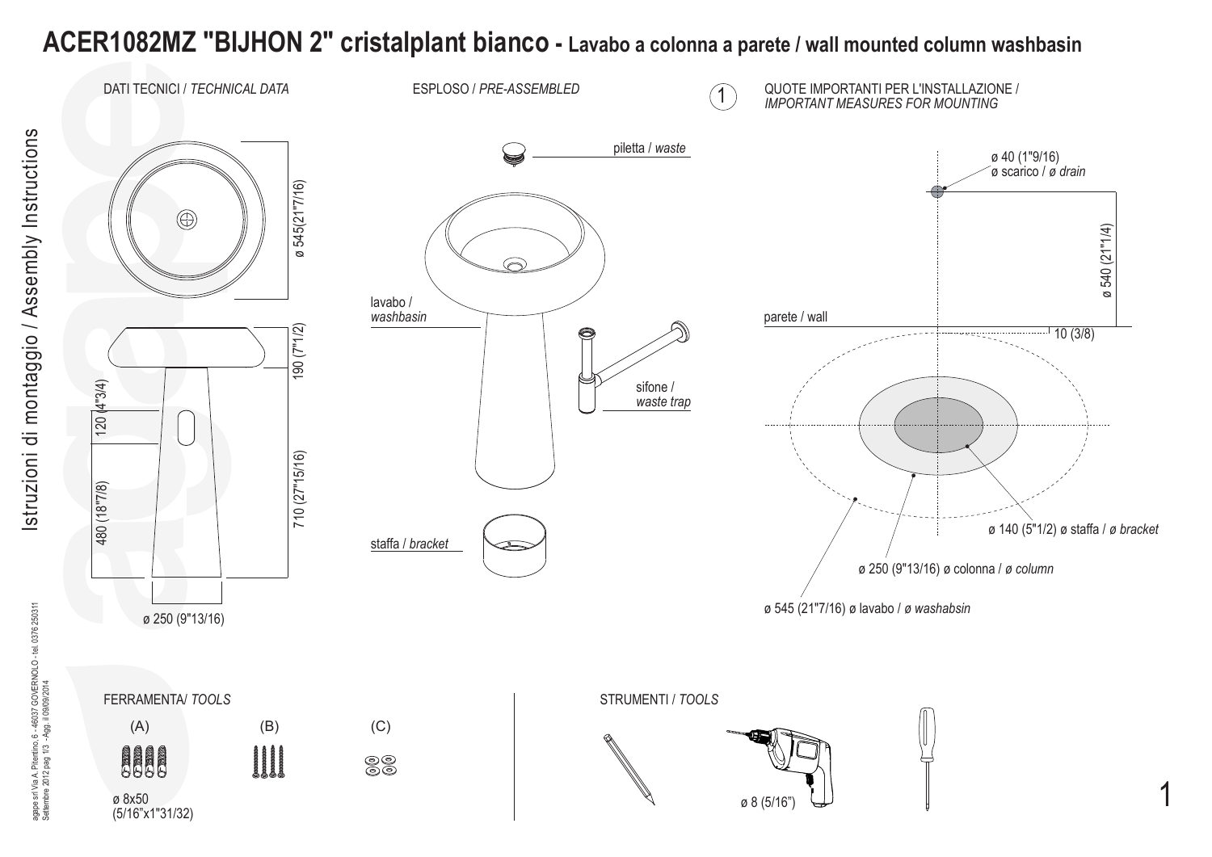# ACER1082MZ "BIJHON 2" cristalplant bianco - Lavabo a colonna a parete / wall mounted column washbasin

Istruzioni di montaggio / Assembly Instructions

## DATI TECNICI / *TECHNICAL DATA*

ø 545(21"7/16)

190 (7"1/2)

120 (4"3/4)

480 (18"7/8)

710 (27"15/16)

ø 250 (9"13/16)

## ESPLOSO / *PRE-ASSEMBLED*

piletta / *waste*

lavabo / *washbasin*

sifone / *waste trap*

staffa / *bracket*

## 1 QUOTE IMPORTANTI PER L'INSTALLAZIONE / *IMPORTANT MEASURES FOR MOUNTING*

ø 40 (1"9/16) ø scarico / *ø drain*

ø 540 (21"1/4)

parete / wall

10 (3/8)

ø 140 (5"1/2) ø staffa / *ø bracket*

ø 250 (9"13/16) ø colonna / *ø column*

ø 545 (21"7/16) ø lavabo / *ø washabsin*

## FERRAMENTA/ *TOOLS*

(A) ø 8x50 (5/16"x1"31/32)

(B)

(C)

## STRUMENTI / *TOOLS*

ø 8 (5/16")

agape srl Via A. Pitentino, 6 - 46037 GOVERNOLO - tel. 0376 250311
Settembre 2012 pag 1/3 - Agg. il 09/09/2014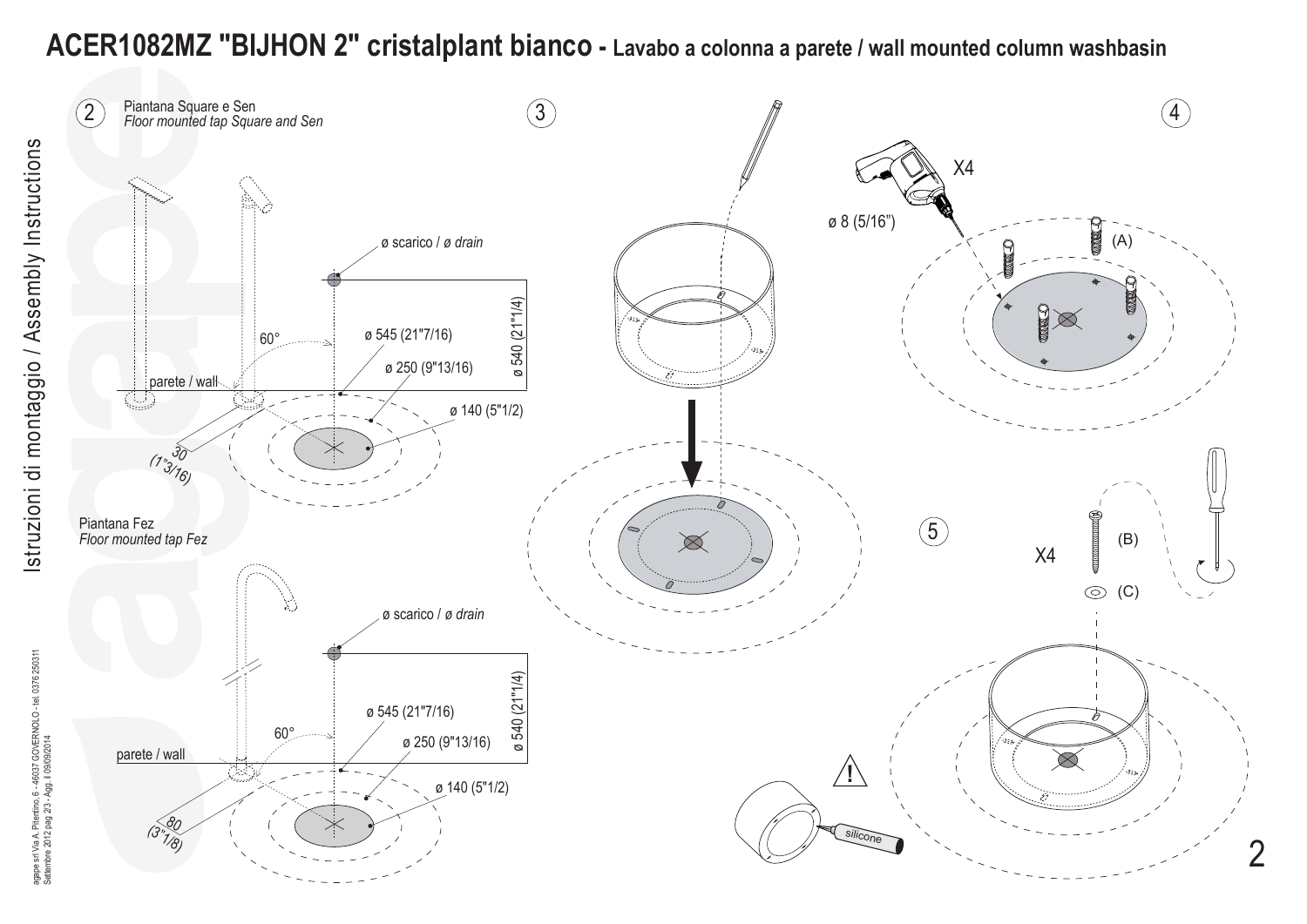# ACER1082MZ "BIJHON 2" cristalplant bianco - Lavabo a colonna a parete / wall mounted column washbasin

Istruzioni di montaggio / Assembly Instructions

2

Piantana Square e Sen
*Floor mounted tap Square and Sen*

ø scarico / *ø drain*

60°

ø 545 (21"7/16)

ø 540 (21"1/4)

ø 250 (9"13/16)

parete / wall

ø 140 (5"1/2)

30
(1"3/16)

Piantana Fez
*Floor mounted tap Fez*

ø scarico / *ø drain*

ø 545 (21"7/16)

ø 540 (21"1/4)

60°

ø 250 (9"13/16)

parete / wall

ø 140 (5"1/2)

80
(3"1/8)

3

4

X4

ø 8 (5/16")

(A)

5

X4

(B)

(C)

silicone

agape srl Via A. Pitentino, 6 - 46037 GOVERNOLO - tel. 0376 250311
Settembre 2012 pag. 2/3 - Agg. il 09/09/2014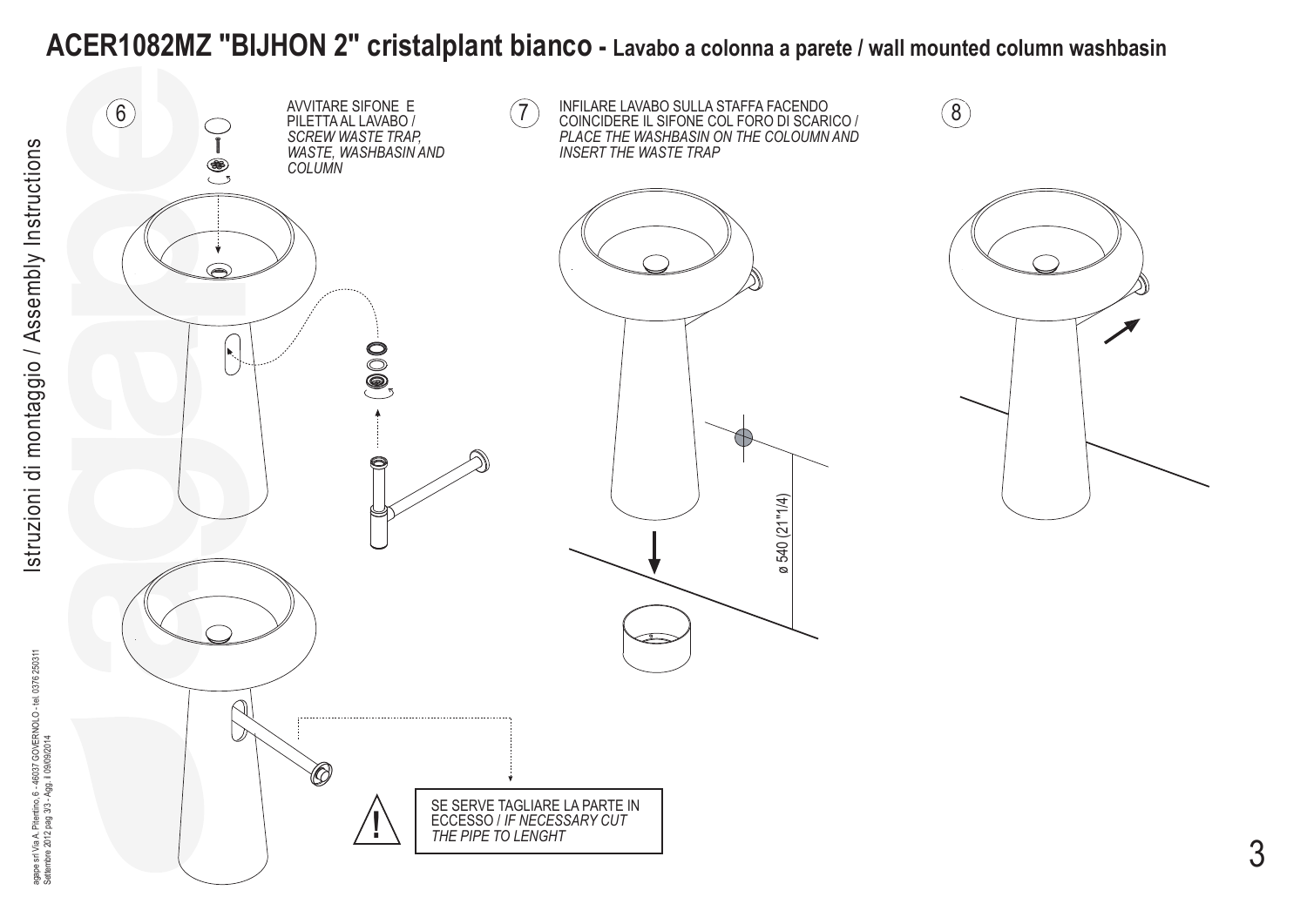# ACER1082MZ "BIJHON 2" cristalplant bianco - Lavabo a colonna a parete / wall mounted column washbasin

Istruzioni di montaggio / Assembly Instructions

6

AVVITARE SIFONE E PILETTA AL LAVABO / *SCREW WASTE TRAP, WASTE, WASHBASIN AND COLUMN*

7

INFILARE LAVABO SULLA STAFFA FACENDO COINCIDERE IL SIFONE COL FORO DI SCARICO / *PLACE THE WASHBASIN ON THE COLOUMN AND INSERT THE WASTE TRAP*

ø 540 (21"1/4)

8

SE SERVE TAGLIARE LA PARTE IN ECCESSO / *IF NECESSARY CUT THE PIPE TO LENGHT*

agape srl Via A. Pitentino, 6 - 46037 GOVERNOLO - tel. 0376 250311
Settembre 2012 pag 3/3 - Agg. il 09/09/2014